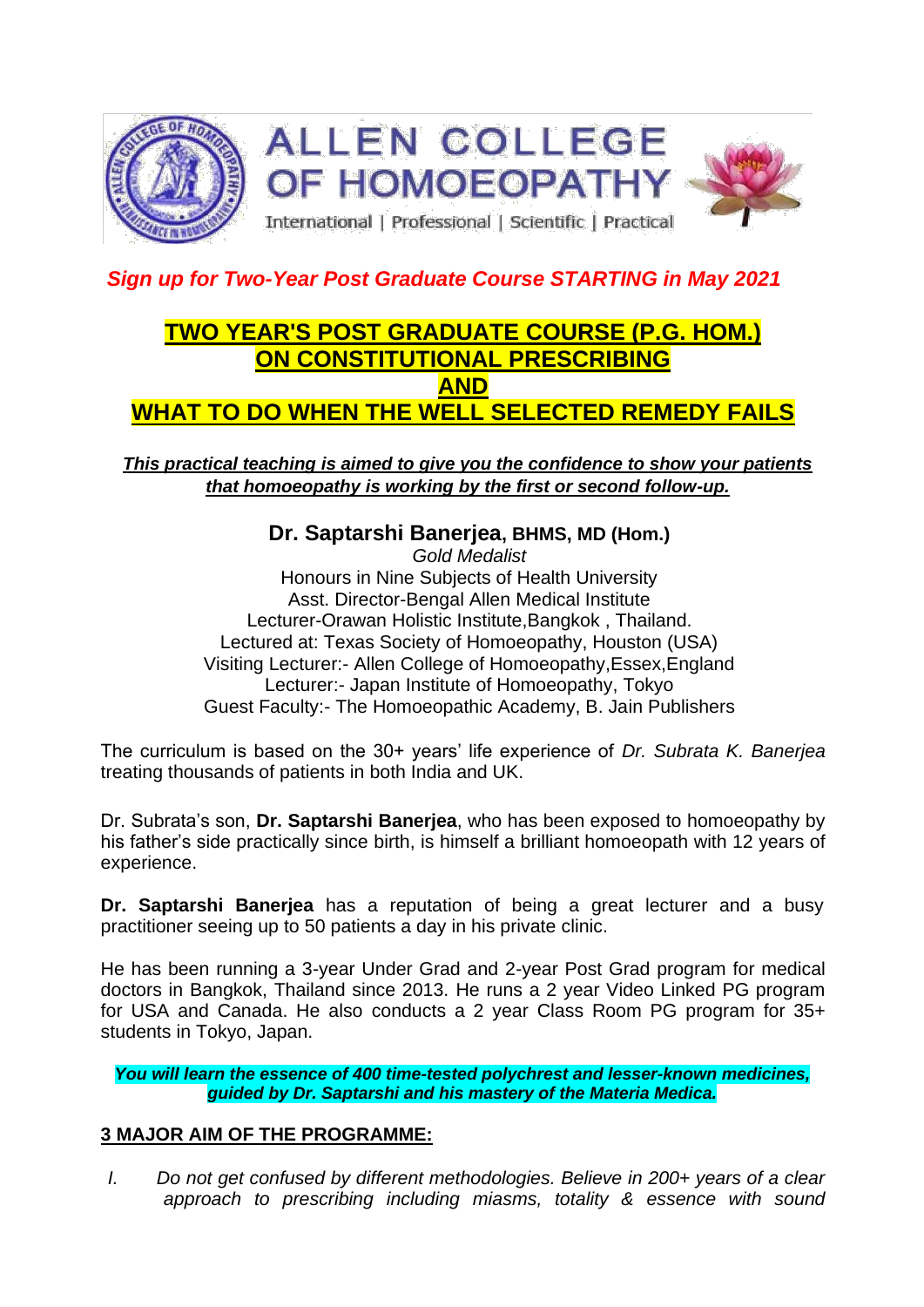# ALLEN COLLEGE OF HOMOEOPATHY

International | Professional | Scientific | Practical

***Sign up for Two-Year Post Graduate Course STARTING in May 2021***

## TWO YEAR'S POST GRADUATE COURSE (P.G. HOM.) ON CONSTITUTIONAL PRESCRIBING AND WHAT TO DO WHEN THE WELL SELECTED REMEDY FAILS

***This practical teaching is aimed to give you the confidence to show your patients that homoeopathy is working by the first or second follow-up.***

**Dr. Saptarshi Banerjea, BHMS, MD (Hom.)**
*Gold Medalist*
Honours in Nine Subjects of Health University
Asst. Director-Bengal Allen Medical Institute
Lecturer-Orawan Holistic Institute,Bangkok , Thailand.
Lectured at: Texas Society of Homoeopathy, Houston (USA)
Visiting Lecturer:- Allen College of Homoeopathy,Essex,England
Lecturer:- Japan Institute of Homoeopathy, Tokyo
Guest Faculty:- The Homoeopathic Academy, B. Jain Publishers

The curriculum is based on the 30+ years' life experience of *Dr. Subrata K. Banerjea* treating thousands of patients in both India and UK.

Dr. Subrata's son, **Dr. Saptarshi Banerjea**, who has been exposed to homoeopathy by his father's side practically since birth, is himself a brilliant homoeopath with 12 years of experience.

**Dr. Saptarshi Banerjea** has a reputation of being a great lecturer and a busy practitioner seeing up to 50 patients a day in his private clinic.

He has been running a 3-year Under Grad and 2-year Post Grad program for medical doctors in Bangkok, Thailand since 2013. He runs a 2 year Video Linked PG program for USA and Canada. He also conducts a 2 year Class Room PG program for 35+ students in Tokyo, Japan.

***You will learn the essence of 400 time-tested polychrest and lesser-known medicines, guided by Dr. Saptarshi and his mastery of the Materia Medica.***

**3 MAJOR AIM OF THE PROGRAMME:**

I. *Do not get confused by different methodologies. Believe in 200+ years of a clear approach to prescribing including miasms, totality & essence with sound*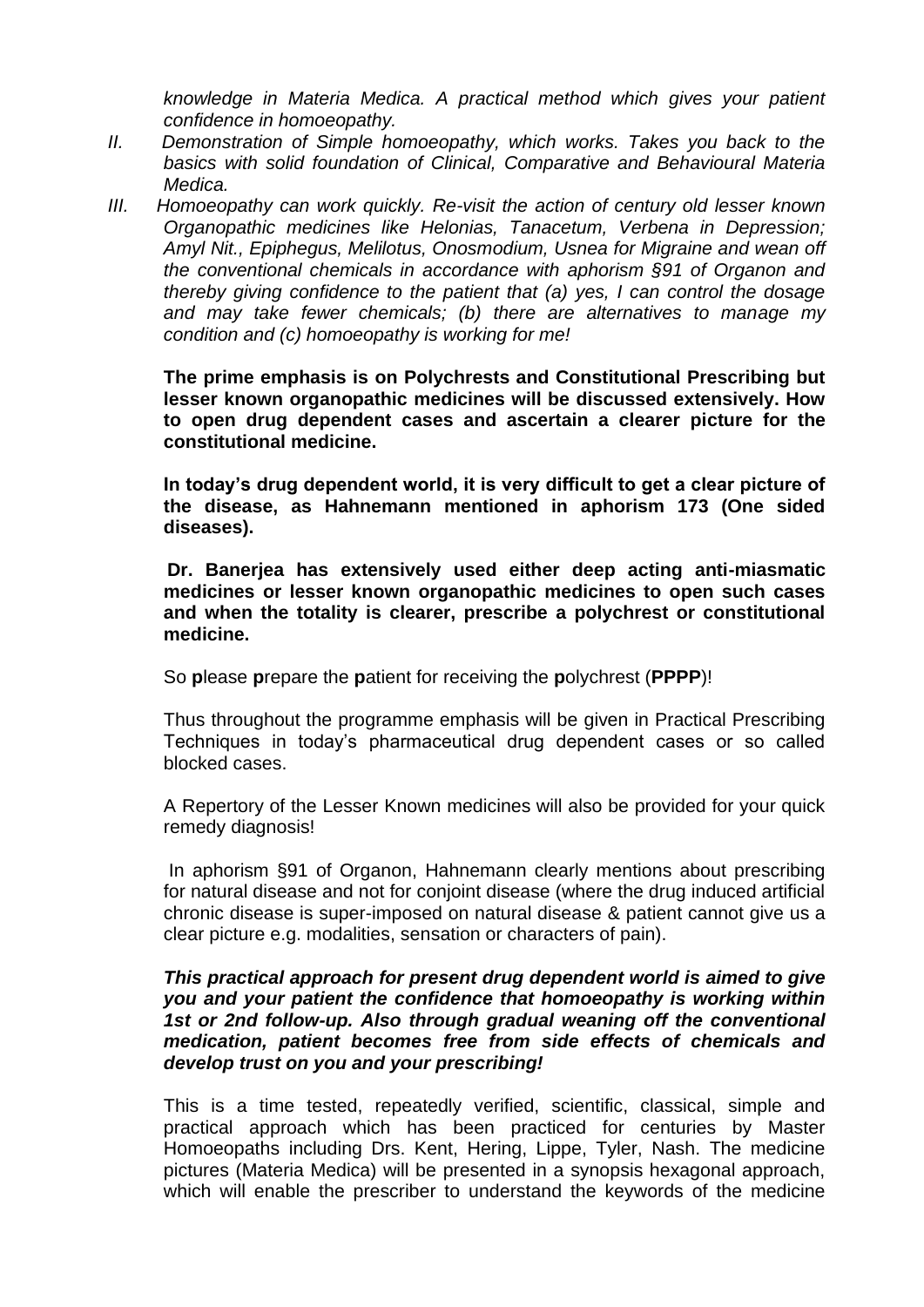*knowledge in Materia Medica. A practical method which gives your patient confidence in homoeopathy.*

II. *Demonstration of Simple homoeopathy, which works. Takes you back to the basics with solid foundation of Clinical, Comparative and Behavioural Materia Medica.*

III. *Homoeopathy can work quickly. Re-visit the action of century old lesser known Organopathic medicines like Helonias, Tanacetum, Verbena in Depression; Amyl Nit., Epiphegus, Melilotus, Onosmodium, Usnea for Migraine and wean off the conventional chemicals in accordance with aphorism §91 of Organon and thereby giving confidence to the patient that (a) yes, I can control the dosage and may take fewer chemicals; (b) there are alternatives to manage my condition and (c) homoeopathy is working for me!*

**The prime emphasis is on Polychrests and Constitutional Prescribing but lesser known organopathic medicines will be discussed extensively. How to open drug dependent cases and ascertain a clearer picture for the constitutional medicine.**

**In today's drug dependent world, it is very difficult to get a clear picture of the disease, as Hahnemann mentioned in aphorism 173 (One sided diseases).**

**Dr. Banerjea has extensively used either deep acting anti-miasmatic medicines or lesser known organopathic medicines to open such cases and when the totality is clearer, prescribe a polychrest or constitutional medicine.**

So **p**lease **p**repare the **p**atient for receiving the **p**olychrest (**PPPP**)!

Thus throughout the programme emphasis will be given in Practical Prescribing Techniques in today's pharmaceutical drug dependent cases or so called blocked cases.

A Repertory of the Lesser Known medicines will also be provided for your quick remedy diagnosis!

In aphorism §91 of Organon, Hahnemann clearly mentions about prescribing for natural disease and not for conjoint disease (where the drug induced artificial chronic disease is super-imposed on natural disease & patient cannot give us a clear picture e.g. modalities, sensation or characters of pain).

***This practical approach for present drug dependent world is aimed to give you and your patient the confidence that homoeopathy is working within 1st or 2nd follow-up. Also through gradual weaning off the conventional medication, patient becomes free from side effects of chemicals and develop trust on you and your prescribing!***

This is a time tested, repeatedly verified, scientific, classical, simple and practical approach which has been practiced for centuries by Master Homoeopaths including Drs. Kent, Hering, Lippe, Tyler, Nash. The medicine pictures (Materia Medica) will be presented in a synopsis hexagonal approach, which will enable the prescriber to understand the keywords of the medicine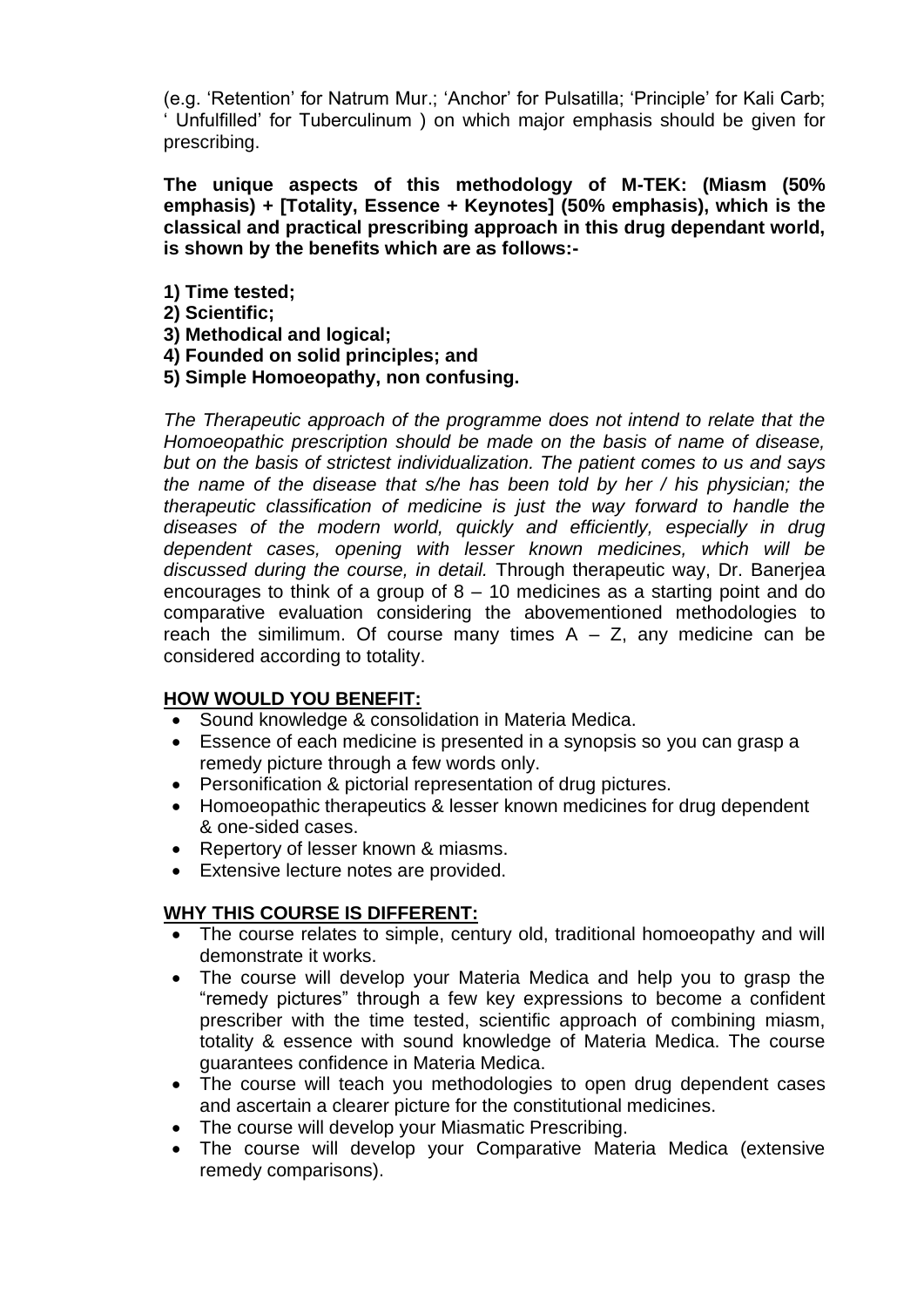(e.g. 'Retention' for Natrum Mur.; 'Anchor' for Pulsatilla; 'Principle' for Kali Carb; ' Unfulfilled' for Tuberculinum ) on which major emphasis should be given for prescribing.

**The unique aspects of this methodology of M-TEK: (Miasm (50% emphasis) + [Totality, Essence + Keynotes] (50% emphasis), which is the classical and practical prescribing approach in this drug dependant world, is shown by the benefits which are as follows:-**

**1) Time tested;**
**2) Scientific;**
**3) Methodical and logical;**
**4) Founded on solid principles; and**
**5) Simple Homoeopathy, non confusing.**

*The Therapeutic approach of the programme does not intend to relate that the Homoeopathic prescription should be made on the basis of name of disease, but on the basis of strictest individualization. The patient comes to us and says the name of the disease that s/he has been told by her / his physician; the therapeutic classification of medicine is just the way forward to handle the diseases of the modern world, quickly and efficiently, especially in drug dependent cases, opening with lesser known medicines, which will be discussed during the course, in detail.* Through therapeutic way, Dr. Banerjea encourages to think of a group of 8 – 10 medicines as a starting point and do comparative evaluation considering the abovementioned methodologies to reach the similimum. Of course many times A – Z, any medicine can be considered according to totality.

## **HOW WOULD YOU BENEFIT:**

- Sound knowledge & consolidation in Materia Medica.
- Essence of each medicine is presented in a synopsis so you can grasp a remedy picture through a few words only.
- Personification & pictorial representation of drug pictures.
- Homoeopathic therapeutics & lesser known medicines for drug dependent & one-sided cases.
- Repertory of lesser known & miasms.
- Extensive lecture notes are provided.

## **WHY THIS COURSE IS DIFFERENT:**

- The course relates to simple, century old, traditional homoeopathy and will demonstrate it works.
- The course will develop your Materia Medica and help you to grasp the "remedy pictures" through a few key expressions to become a confident prescriber with the time tested, scientific approach of combining miasm, totality & essence with sound knowledge of Materia Medica. The course guarantees confidence in Materia Medica.
- The course will teach you methodologies to open drug dependent cases and ascertain a clearer picture for the constitutional medicines.
- The course will develop your Miasmatic Prescribing.
- The course will develop your Comparative Materia Medica (extensive remedy comparisons).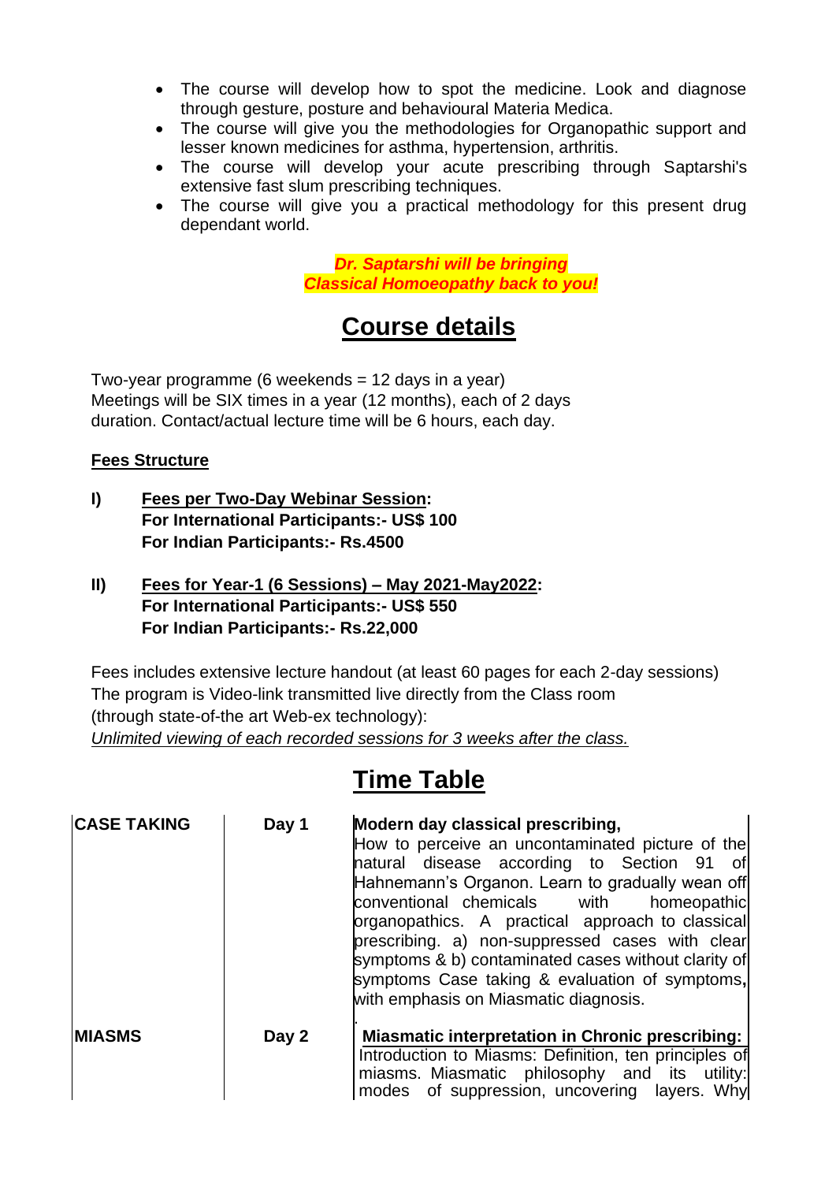- The course will develop how to spot the medicine. Look and diagnose through gesture, posture and behavioural Materia Medica.
- The course will give you the methodologies for Organopathic support and lesser known medicines for asthma, hypertension, arthritis.
- The course will develop your acute prescribing through Saptarshi's extensive fast slum prescribing techniques.
- The course will give you a practical methodology for this present drug dependant world.

***Dr. Saptarshi will be bringing***
***Classical Homoeopathy back to you!***

## Course details

Two-year programme (6 weekends = 12 days in a year)
Meetings will be SIX times in a year (12 months), each of 2 days duration. Contact/actual lecture time will be 6 hours, each day.

**Fees Structure**

**I) Fees per Two-Day Webinar Session:**
**For International Participants:- US$ 100**
**For Indian Participants:- Rs.4500**

**II) Fees for Year-1 (6 Sessions) – May 2021-May2022:**
**For International Participants:- US$ 550**
**For Indian Participants:- Rs.22,000**

Fees includes extensive lecture handout (at least 60 pages for each 2-day sessions)
The program is Video-link transmitted live directly from the Class room
(through state-of-the art Web-ex technology):
*Unlimited viewing of each recorded sessions for 3 weeks after the class.*

## Time Table

| | | |
|---|---|---|
| **CASE TAKING** | **Day 1** | **Modern day classical prescribing,** How to perceive an uncontaminated picture of the natural disease according to Section 91 of Hahnemann's Organon. Learn to gradually wean off conventional chemicals with homeopathic organopathics. A practical approach to classical prescribing. a) non-suppressed cases with clear symptoms & b) contaminated cases without clarity of symptoms Case taking & evaluation of symptoms**,** with emphasis on Miasmatic diagnosis. |
| **MIASMS** | **Day 2** | **Miasmatic interpretation in Chronic prescribing:** Introduction to Miasms: Definition, ten principles of miasms. Miasmatic philosophy and its utility: modes of suppression, uncovering layers. Why |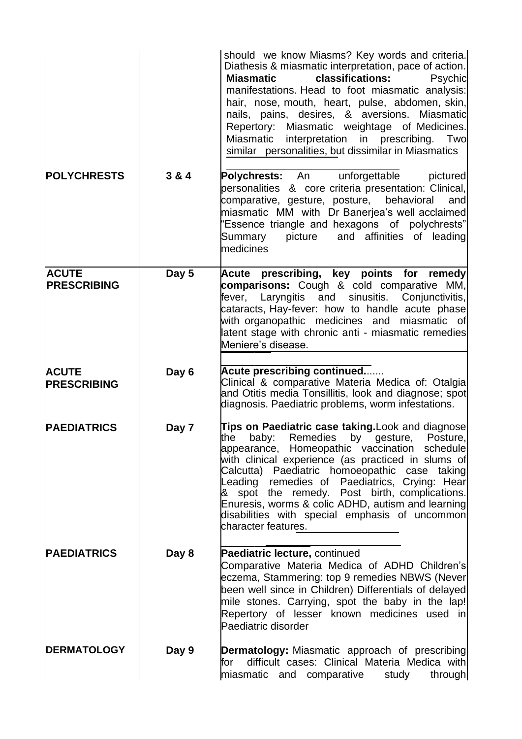|  |  |  |
|---|---|---|
|  |  | should we know Miasms? Key words and criteria. Diathesis & miasmatic interpretation, pace of action. **Miasmatic classifications:** Psychic manifestations. Head to foot miasmatic analysis: hair, nose, mouth, heart, pulse, abdomen, skin, nails, pains, desires, & aversions. Miasmatic Repertory: Miasmatic weightage of Medicines. Miasmatic interpretation in prescribing. Two similar personalities, but dissimilar in Miasmatics |
| **POLYCHRESTS** | **3 & 4** | **Polychrests:** An unforgettable pictured personalities & core criteria presentation: Clinical, comparative, gesture, posture, behavioral and miasmatic MM with Dr Banerjea's well acclaimed "Essence triangle and hexagons of polychrests" Summary picture and affinities of leading medicines |
| **ACUTE PRESCRIBING** | **Day 5** | **Acute prescribing, key points for remedy comparisons:** Cough & cold comparative MM, fever, Laryngitis and sinusitis. Conjunctivitis, cataracts, Hay-fever: how to handle acute phase with organopathic medicines and miasmatic of latent stage with chronic anti - miasmatic remedies Meniere's disease. |
| **ACUTE PRESCRIBING** | **Day 6** | **Acute prescribing continued.......** Clinical & comparative Materia Medica of: Otalgia and Otitis media Tonsillitis, look and diagnose; spot diagnosis. Paediatric problems, worm infestations. |
| **PAEDIATRICS** | **Day 7** | **Tips on Paediatric case taking.** Look and diagnose the baby: Remedies by gesture, Posture, appearance, Homeopathic vaccination schedule with clinical experience (as practiced in slums of Calcutta) Paediatric homoeopathic case taking Leading remedies of Paediatrics, Crying: Hear & spot the remedy. Post birth, complications. Enuresis, worms & colic ADHD, autism and learning disabilities with special emphasis of uncommon character features. |
| **PAEDIATRICS** | **Day 8** | **Paediatric lecture,** continued Comparative Materia Medica of ADHD Children's eczema, Stammering: top 9 remedies NBWS (Never been well since in Children) Differentials of delayed mile stones. Carrying, spot the baby in the lap! Repertory of lesser known medicines used in Paediatric disorder |
| **DERMATOLOGY** | **Day 9** | **Dermatology:** Miasmatic approach of prescribing for difficult cases: Clinical Materia Medica with miasmatic and comparative study through |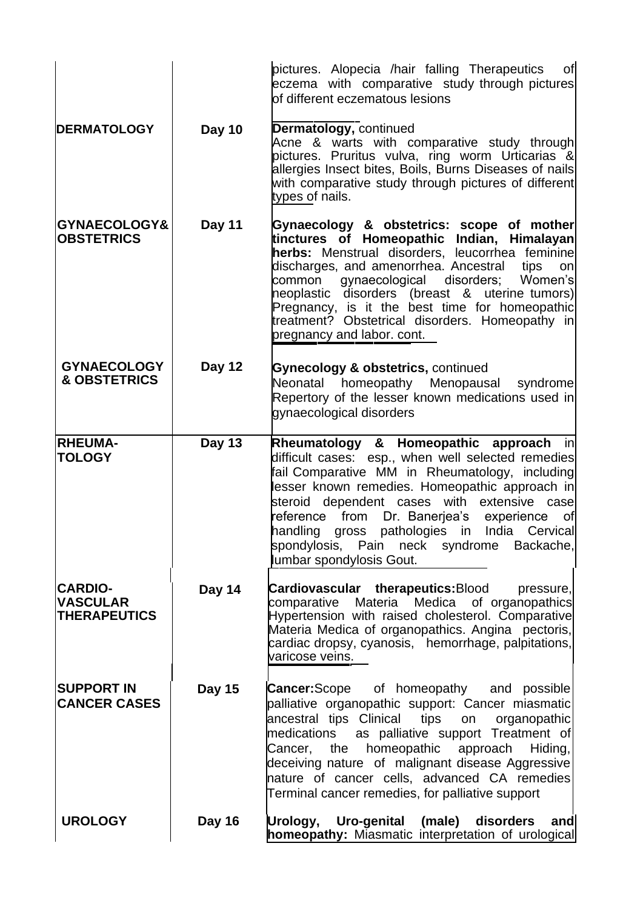| | | |
|---|---|---|
| | | pictures. Alopecia /hair falling Therapeutics of eczema with comparative study through pictures of different eczematous lesions |
| **DERMATOLOGY** | **Day 10** | **Dermatology,** continued<br>Acne & warts with comparative study through pictures. Pruritus vulva, ring worm Urticarias & allergies Insect bites, Boils, Burns Diseases of nails with comparative study through pictures of different types of nails. |
| **GYNAECOLOGY& OBSTETRICS** | **Day 11** | **Gynaecology & obstetrics: scope of mother tinctures of Homeopathic Indian, Himalayan herbs:** Menstrual disorders, leucorrhea feminine discharges, and amenorrhea. Ancestral tips on common gynaecological disorders; Women's neoplastic disorders (breast & uterine tumors) Pregnancy, is it the best time for homeopathic treatment? Obstetrical disorders. Homeopathy in pregnancy and labor. cont. |
| **GYNAECOLOGY & OBSTETRICS** | **Day 12** | **Gynecology & obstetrics,** continued<br>Neonatal homeopathy Menopausal syndrome Repertory of the lesser known medications used in gynaecological disorders |
| **RHEUMA-TOLOGY** | **Day 13** | **Rheumatology & Homeopathic approach** in difficult cases: esp., when well selected remedies fail Comparative MM in Rheumatology, including lesser known remedies. Homeopathic approach in steroid dependent cases with extensive case reference from Dr. Banerjea's experience of handling gross pathologies in India Cervical spondylosis, Pain neck syndrome Backache, lumbar spondylosis Gout. |
| **CARDIO-VASCULAR THERAPEUTICS** | **Day 14** | **Cardiovascular therapeutics:**Blood pressure, comparative Materia Medica of organopathics Hypertension with raised cholesterol. Comparative Materia Medica of organopathics. Angina pectoris, cardiac dropsy, cyanosis, hemorrhage, palpitations, varicose veins. |
| **SUPPORT IN CANCER CASES** | **Day 15** | **Cancer:**Scope of homeopathy and possible palliative organopathic support: Cancer miasmatic ancestral tips Clinical tips on organopathic medications as palliative support Treatment of Cancer, the homeopathic approach Hiding, deceiving nature of malignant disease Aggressive nature of cancer cells, advanced CA remedies Terminal cancer remedies, for palliative support |
| **UROLOGY** | **Day 16** | **Urology, Uro-genital (male) disorders and homeopathy:** Miasmatic interpretation of urological |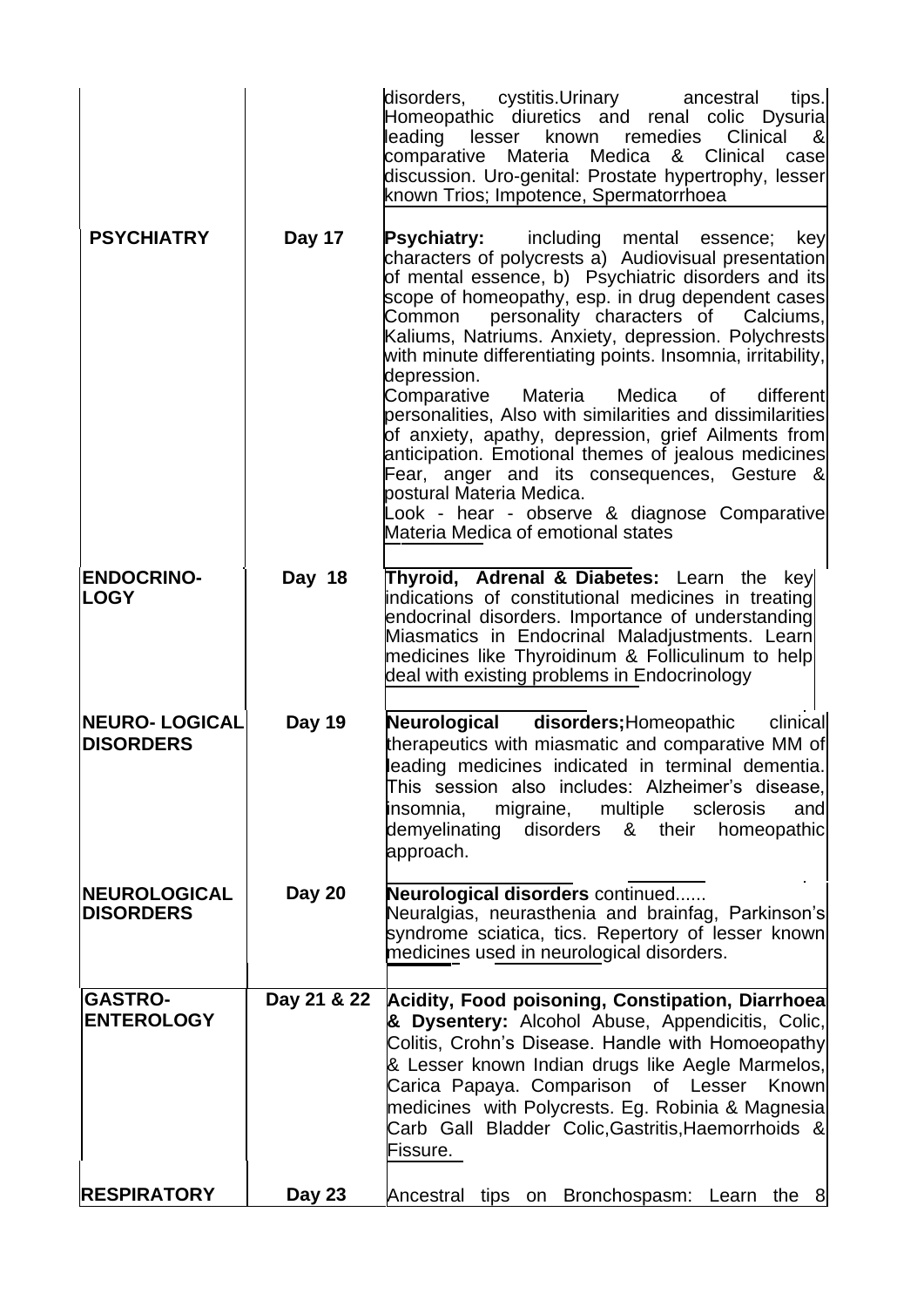| | | |
|---|---|---|
| | | disorders, cystitis.Urinary ancestral tips. Homeopathic diuretics and renal colic Dysuria leading lesser known remedies Clinical & comparative Materia Medica & Clinical case discussion. Uro-genital: Prostate hypertrophy, lesser known Trios; Impotence, Spermatorrhoea |
| **PSYCHIATRY** | **Day 17** | **Psychiatry:** including mental essence; key characters of polycrests a) Audiovisual presentation of mental essence, b) Psychiatric disorders and its scope of homeopathy, esp. in drug dependent cases Common personality characters of Calciums, Kaliums, Natriums. Anxiety, depression. Polychrests with minute differentiating points. Insomnia, irritability, depression. Comparative Materia Medica of different personalities, Also with similarities and dissimilarities of anxiety, apathy, depression, grief Ailments from anticipation. Emotional themes of jealous medicines Fear, anger and its consequences, Gesture & postural Materia Medica. Look - hear - observe & diagnose Comparative Materia Medica of emotional states |
| **ENDOCRINO-LOGY** | **Day 18** | **Thyroid, Adrenal & Diabetes:** Learn the key indications of constitutional medicines in treating endocrinal disorders. Importance of understanding Miasmatics in Endocrinal Maladjustments. Learn medicines like Thyroidinum & Folliculinum to help deal with existing problems in Endocrinology |
| **NEURO- LOGICAL DISORDERS** | **Day 19** | **Neurological disorders;**Homeopathic clinical therapeutics with miasmatic and comparative MM of leading medicines indicated in terminal dementia. This session also includes: Alzheimer's disease, insomnia, migraine, multiple sclerosis and demyelinating disorders & their homeopathic approach. |
| **NEUROLOGICAL DISORDERS** | **Day 20** | **Neurological disorders** continued...... Neuralgias, neurasthenia and brainfag, Parkinson's syndrome sciatica, tics. Repertory of lesser known medicines used in neurological disorders. |
| **GASTRO-ENTEROLOGY** | **Day 21 & 22** | **Acidity, Food poisoning, Constipation, Diarrhoea & Dysentery:** Alcohol Abuse, Appendicitis, Colic, Colitis, Crohn's Disease. Handle with Homoeopathy & Lesser known Indian drugs like Aegle Marmelos, Carica Papaya. Comparison of Lesser Known medicines with Polycrests. Eg. Robinia & Magnesia Carb Gall Bladder Colic,Gastritis,Haemorrhoids & Fissure. |
| **RESPIRATORY** | **Day 23** | Ancestral tips on Bronchospasm: Learn the 8 |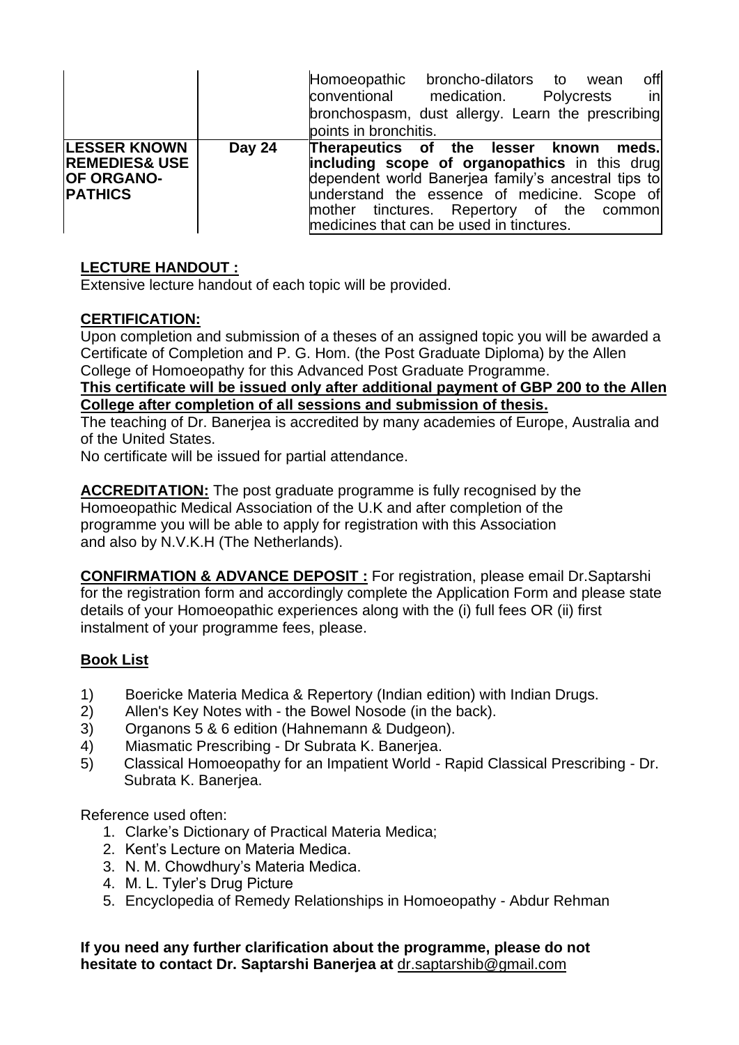| | | |
|---|---|---|
| | | Homoeopathic broncho-dilators to wean off conventional medication. Polycrests in bronchospasm, dust allergy. Learn the prescribing points in bronchitis. |
| **LESSER KNOWN REMEDIES& USE OF ORGANO-PATHICS** | **Day 24** | **Therapeutics of the lesser known meds. including scope of organopathics** in this drug dependent world Banerjea family's ancestral tips to understand the essence of medicine. Scope of mother tinctures. Repertory of the common medicines that can be used in tinctures. |

**LECTURE HANDOUT :**

Extensive lecture handout of each topic will be provided.

**CERTIFICATION:**

Upon completion and submission of a theses of an assigned topic you will be awarded a Certificate of Completion and P. G. Hom. (the Post Graduate Diploma) by the Allen College of Homoeopathy for this Advanced Post Graduate Programme.

**This certificate will be issued only after additional payment of GBP 200 to the Allen College after completion of all sessions and submission of thesis.**

The teaching of Dr. Banerjea is accredited by many academies of Europe, Australia and of the United States.

No certificate will be issued for partial attendance.

**ACCREDITATION:** The post graduate programme is fully recognised by the Homoeopathic Medical Association of the U.K and after completion of the programme you will be able to apply for registration with this Association and also by N.V.K.H (The Netherlands).

**CONFIRMATION & ADVANCE DEPOSIT :** For registration, please email Dr.Saptarshi for the registration form and accordingly complete the Application Form and please state details of your Homoeopathic experiences along with the (i) full fees OR (ii) first instalment of your programme fees, please.

**Book List**

1) Boericke Materia Medica & Repertory (Indian edition) with Indian Drugs.
2) Allen's Key Notes with - the Bowel Nosode (in the back).
3) Organons 5 & 6 edition (Hahnemann & Dudgeon).
4) Miasmatic Prescribing - Dr Subrata K. Banerjea.
5) Classical Homoeopathy for an Impatient World - Rapid Classical Prescribing - Dr. Subrata K. Banerjea.

Reference used often:

1. Clarke's Dictionary of Practical Materia Medica;
2. Kent's Lecture on Materia Medica.
3. N. M. Chowdhury's Materia Medica.
4. M. L. Tyler's Drug Picture
5. Encyclopedia of Remedy Relationships in Homoeopathy - Abdur Rehman

**If you need any further clarification about the programme, please do not hesitate to contact Dr. Saptarshi Banerjea at** dr.saptarshib@gmail.com